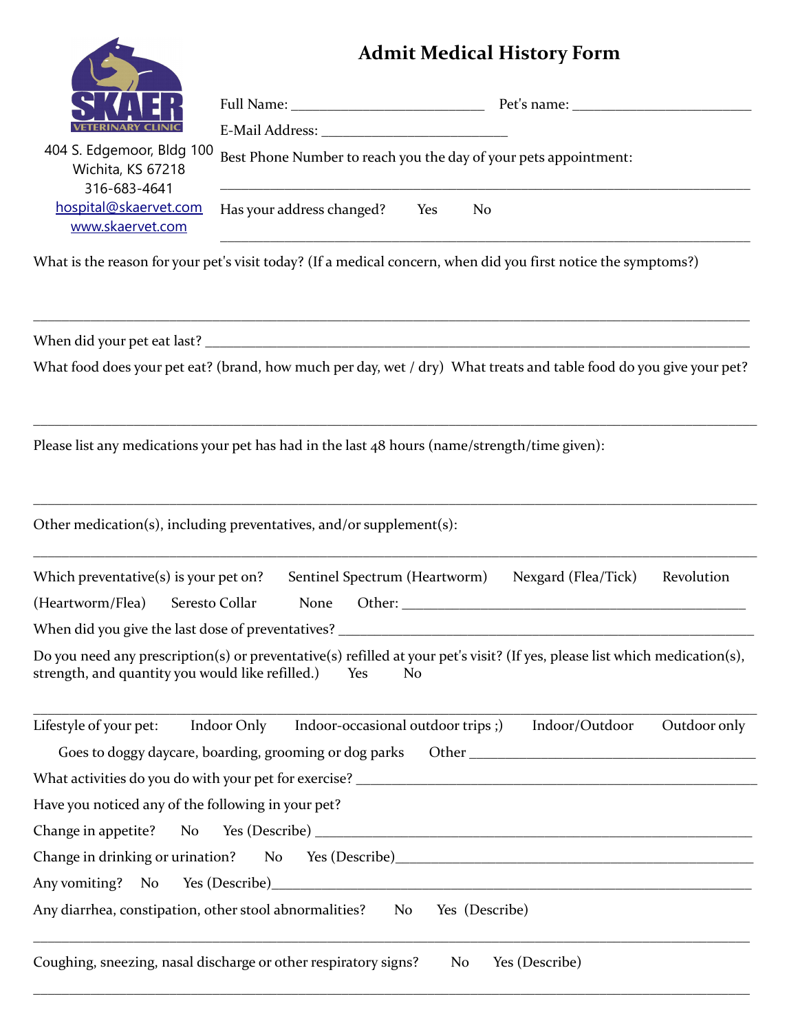# Admit Medical History Form

SKAER VETERINARY CLINIC

404 S. Edgemoor, Bldg 100
Wichita, KS 67218
316-683-4641
hospital@skaervet.com
www.skaervet.com

Full Name: ___________________________ Pet's name: ________________________

E-Mail Address: __________________________

Best Phone Number to reach you the day of your pets appointment:

___________________________________________________________________________

Has your address changed? Yes No

___________________________________________________________________________

What is the reason for your pet's visit today? (If a medical concern, when did you first notice the symptoms?)

___________________________________________________________________________

When did your pet eat last? ___________________________________________________

What food does your pet eat? (brand, how much per day, wet / dry) What treats and table food do you give your pet?

___________________________________________________________________________

Please list any medications your pet has had in the last 48 hours (name/strength/time given):

___________________________________________________________________________

Other medication(s), including preventatives, and/or supplement(s):

___________________________________________________________________________

Which preventative(s) is your pet on? Sentinel Spectrum (Heartworm) Nexgard (Flea/Tick) Revolution (Heartworm/Flea) Seresto Collar None Other: ______________________________________________

When did you give the last dose of preventatives? ________________________________________

Do you need any prescription(s) or preventative(s) refilled at your pet's visit? (If yes, please list which medication(s), strength, and quantity you would like refilled.) Yes No

___________________________________________________________________________

Lifestyle of your pet: Indoor Only Indoor-occasional outdoor trips ;) Indoor/Outdoor Outdoor only

Goes to doggy daycare, boarding, grooming or dog parks Other ______________________________________

What activities do you do with your pet for exercise? _____________________________________

Have you noticed any of the following in your pet?

Change in appetite? No Yes (Describe) ______________________________________________

Change in drinking or urination? No Yes (Describe)______________________________________

Any vomiting? No Yes (Describe)_______________________________________________________

Any diarrhea, constipation, other stool abnormalities? No Yes (Describe)

___________________________________________________________________________

Coughing, sneezing, nasal discharge or other respiratory signs? No Yes (Describe)

___________________________________________________________________________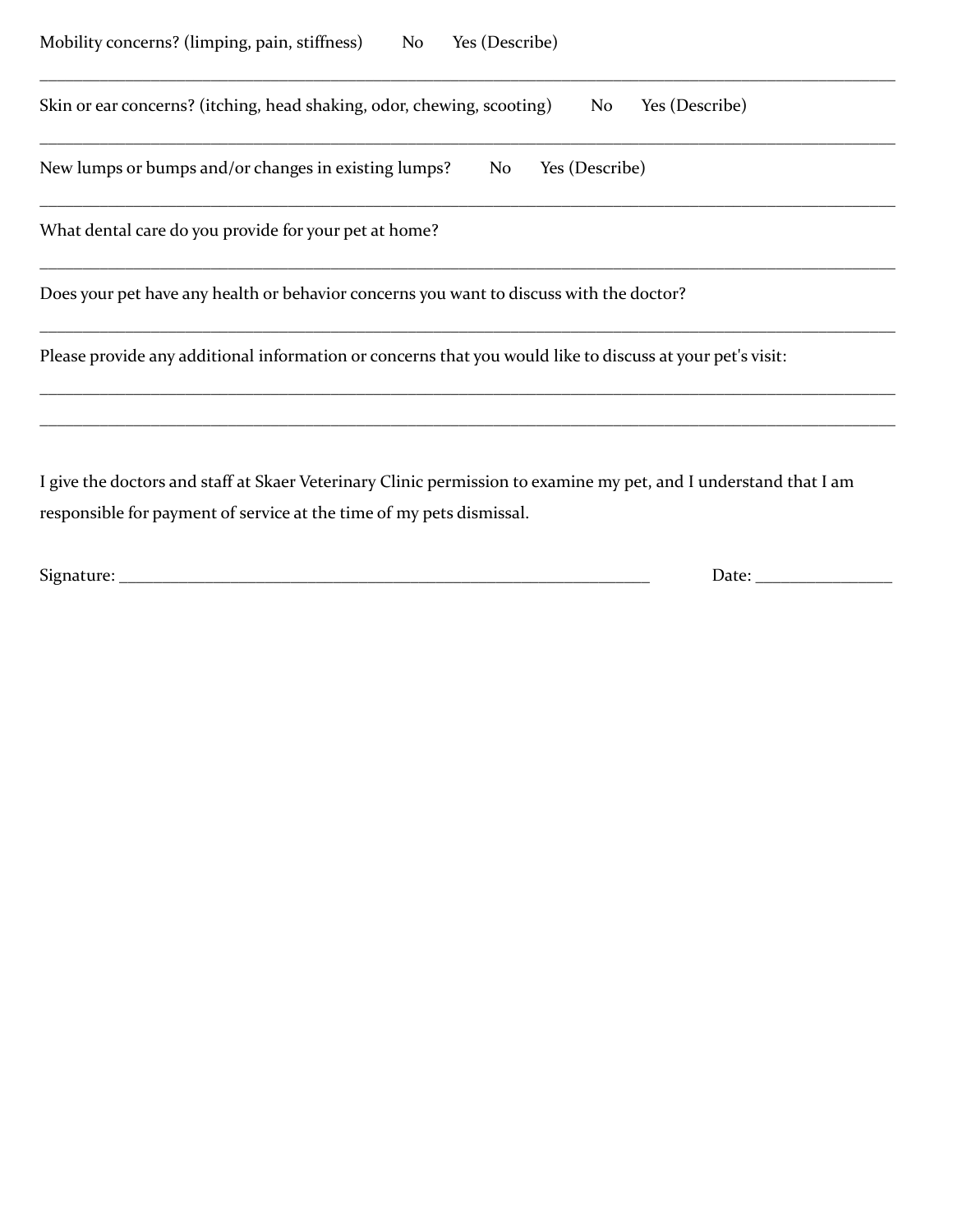Mobility concerns? (limping, pain, stiffness)  No  Yes (Describe)

______________________________________________________________________________________

Skin or ear concerns? (itching, head shaking, odor, chewing, scooting)  No  Yes (Describe)

______________________________________________________________________________________

New lumps or bumps and/or changes in existing lumps?  No  Yes (Describe)

______________________________________________________________________________________

What dental care do you provide for your pet at home?

______________________________________________________________________________________

Does your pet have any health or behavior concerns you want to discuss with the doctor?

______________________________________________________________________________________

Please provide any additional information or concerns that you would like to discuss at your pet's visit:

______________________________________________________________________________________

______________________________________________________________________________________

I give the doctors and staff at Skaer Veterinary Clinic permission to examine my pet, and I understand that I am responsible for payment of service at the time of my pets dismissal.

Signature: ________________________________________________  Date: ____________